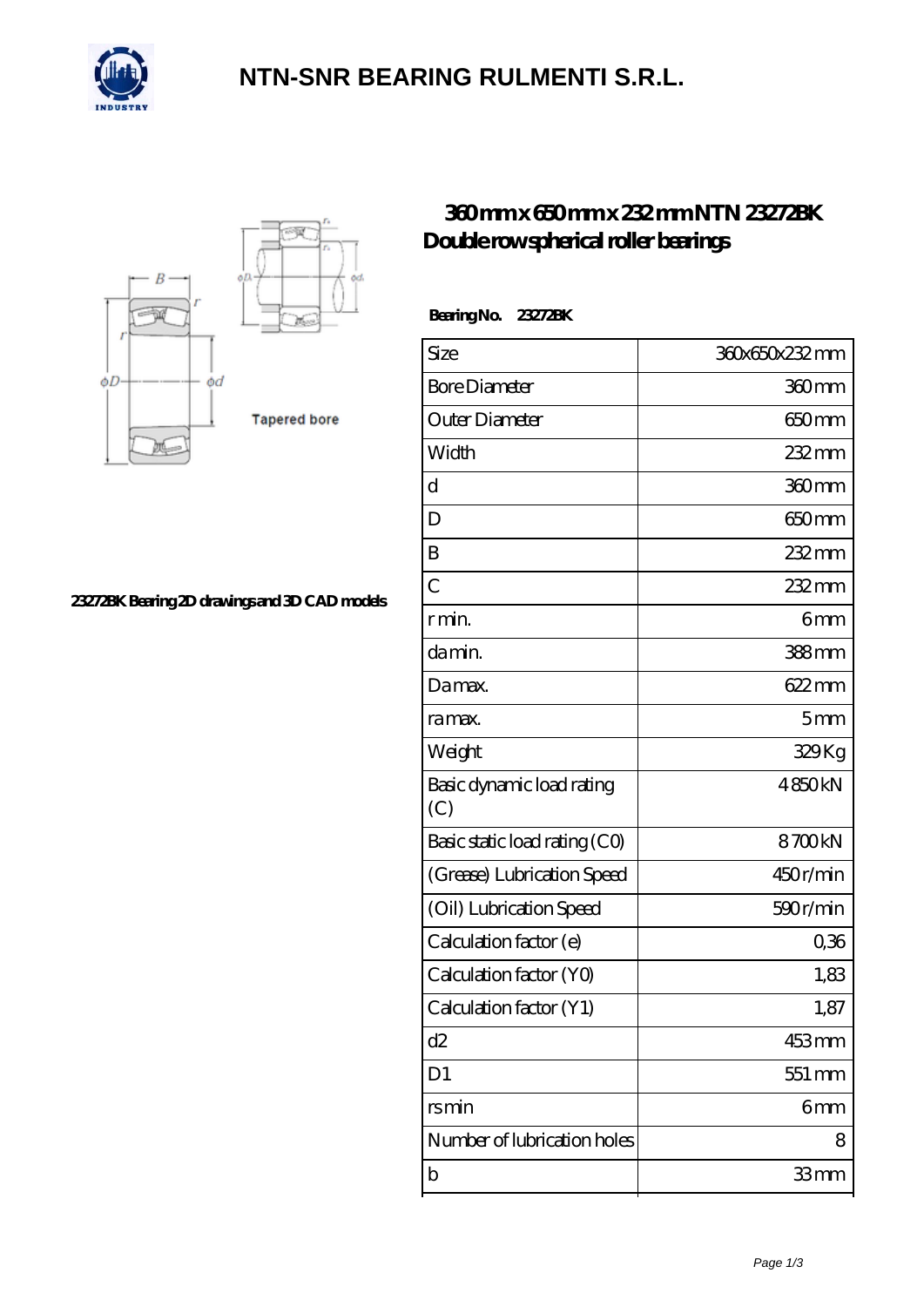# NTN-SNR BEARING RULMENTI S.R.L.

## 360 mm x 650 mm x 232 mm NTN 23272BK Double row spherical roller bearings

Tapered bore

23272BK Bearing 2D drawings and 3D CAD models

**Bearing No. 23272BK**

| Size | 360x650x232 mm |
|---|---|
| Bore Diameter | 360 mm |
| Outer Diameter | 650 mm |
| Width | 232 mm |
| d | 360 mm |
| D | 650 mm |
| B | 232 mm |
| C | 232 mm |
| r min. | 6 mm |
| da min. | 388 mm |
| Da max. | 622 mm |
| ra max. | 5 mm |
| Weight | 329 Kg |
| Basic dynamic load rating (C) | 4 850 kN |
| Basic static load rating (C0) | 8 700 kN |
| (Grease) Lubrication Speed | 450 r/min |
| (Oil) Lubrication Speed | 590 r/min |
| Calculation factor (e) | 0,36 |
| Calculation factor (Y0) | 1,83 |
| Calculation factor (Y1) | 1,87 |
| d2 | 453 mm |
| D1 | 551 mm |
| rs min | 6 mm |
| Number of lubrication holes | 8 |
| b | 33 mm |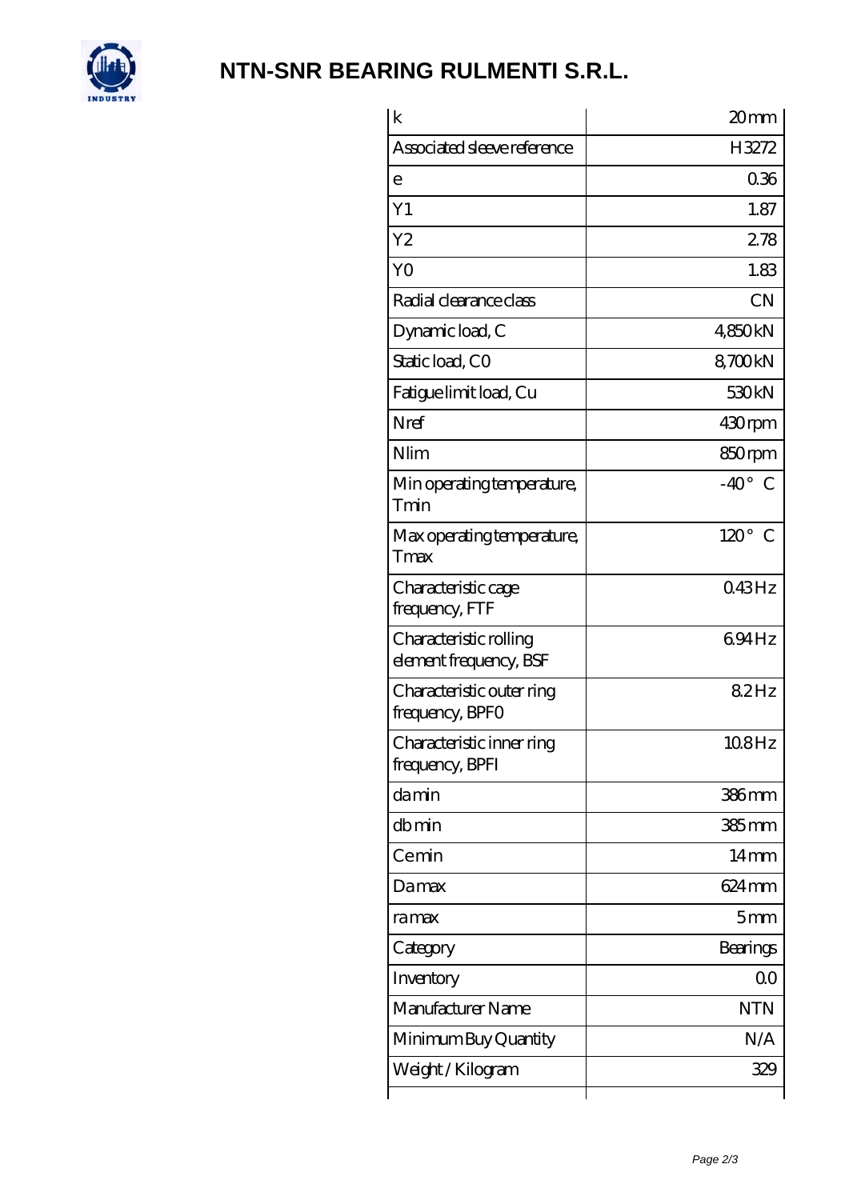# NTN-SNR BEARING RULMENTI S.R.L.

| | |
|---|---|
| k | 20 mm |
| Associated sleeve reference | H3272 |
| e | 0.36 |
| Y1 | 1.87 |
| Y2 | 2.78 |
| Y0 | 1.83 |
| Radial clearance class | CN |
| Dynamic load, C | 4,850 kN |
| Static load, C0 | 8,700 kN |
| Fatigue limit load, Cu | 530 kN |
| Nref | 430 rpm |
| Nlim | 850 rpm |
| Min operating temperature, Tmin | -40 ° C |
| Max operating temperature, Tmax | 120 ° C |
| Characteristic cage frequency, FTF | 0.43 Hz |
| Characteristic rolling element frequency, BSF | 6.94 Hz |
| Characteristic outer ring frequency, BPFO | 8.2 Hz |
| Characteristic inner ring frequency, BPFI | 10.8 Hz |
| da min | 386 mm |
| db min | 385 mm |
| Ce min | 14 mm |
| Da max | 624 mm |
| ra max | 5 mm |
| Category | Bearings |
| Inventory | 0.0 |
| Manufacturer Name | NTN |
| Minimum Buy Quantity | N/A |
| Weight / Kilogram | 329 |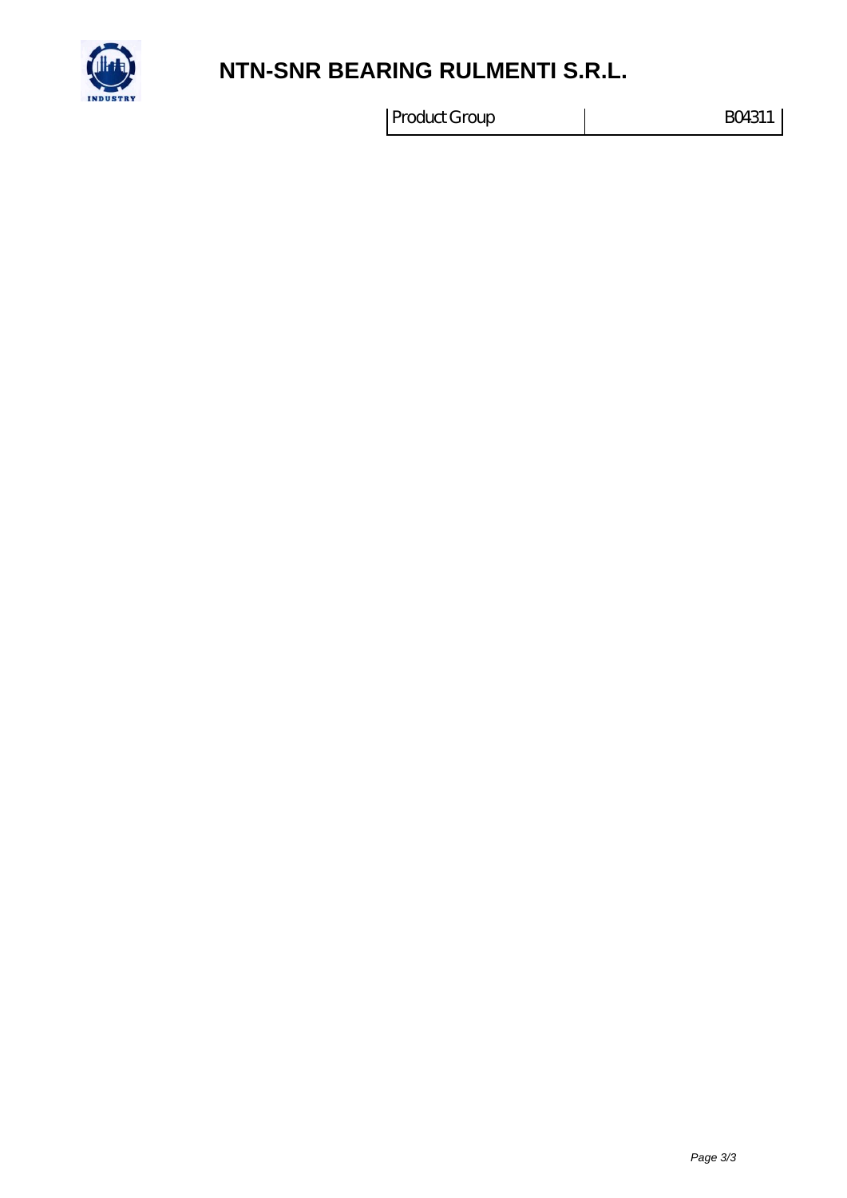# NTN-SNR BEARING RULMENTI S.R.L.

| | |
|---|---|
| Product Group | B04311 |